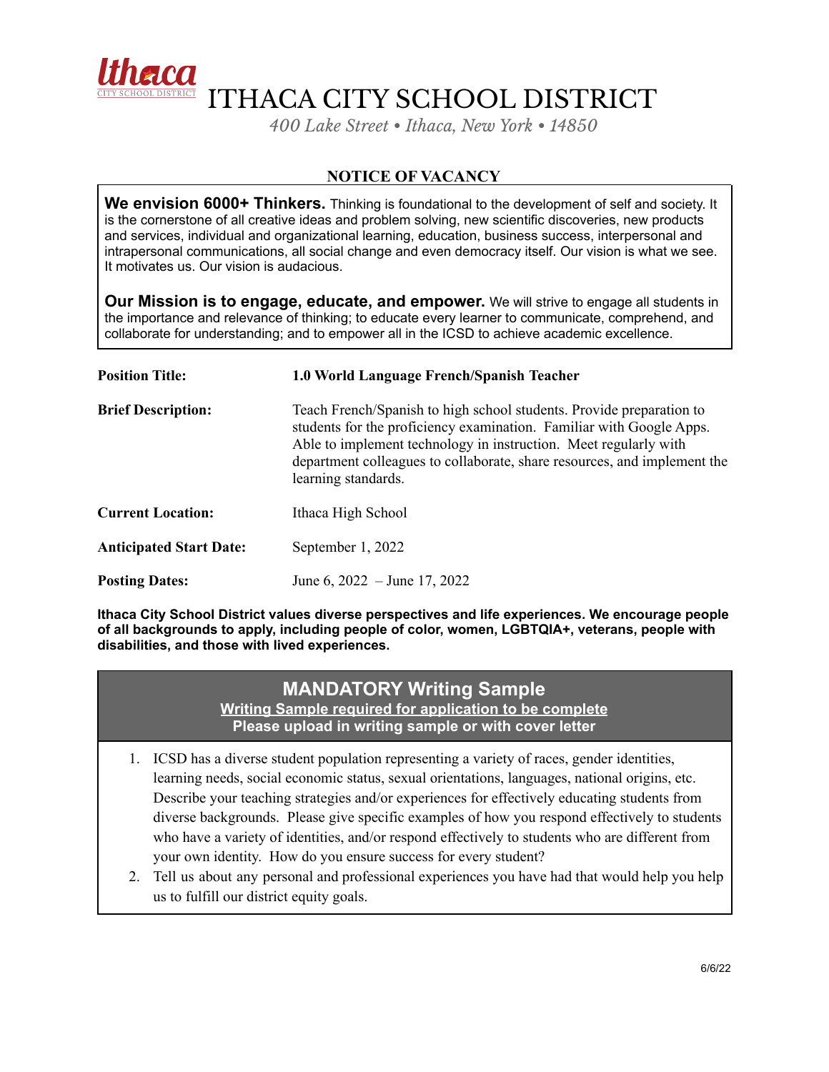# ITHACA CITY SCHOOL DISTRICT

*400 Lake Street • Ithaca, New York • 14850*

## NOTICE OF VACANCY

**We envision 6000+ Thinkers.** Thinking is foundational to the development of self and society. It is the cornerstone of all creative ideas and problem solving, new scientific discoveries, new products and services, individual and organizational learning, education, business success, interpersonal and intrapersonal communications, all social change and even democracy itself. Our vision is what we see. It motivates us. Our vision is audacious.

**Our Mission is to engage, educate, and empower.** We will strive to engage all students in the importance and relevance of thinking; to educate every learner to communicate, comprehend, and collaborate for understanding; and to empower all in the ICSD to achieve academic excellence.

| | |
|---|---|
| **Position Title:** | **1.0 World Language French/Spanish Teacher** |
| **Brief Description:** | Teach French/Spanish to high school students. Provide preparation to students for the proficiency examination. Familiar with Google Apps. Able to implement technology in instruction. Meet regularly with department colleagues to collaborate, share resources, and implement the learning standards. |
| **Current Location:** | Ithaca High School |
| **Anticipated Start Date:** | September 1, 2022 |
| **Posting Dates:** | June 6, 2022 – June 17, 2022 |

**Ithaca City School District values diverse perspectives and life experiences. We encourage people of all backgrounds to apply, including people of color, women, LGBTQIA+, veterans, people with disabilities, and those with lived experiences.**

## MANDATORY Writing Sample

**Writing Sample required for application to be complete**

**Please upload in writing sample or with cover letter**

1. ICSD has a diverse student population representing a variety of races, gender identities, learning needs, social economic status, sexual orientations, languages, national origins, etc. Describe your teaching strategies and/or experiences for effectively educating students from diverse backgrounds. Please give specific examples of how you respond effectively to students who have a variety of identities, and/or respond effectively to students who are different from your own identity. How do you ensure success for every student?
2. Tell us about any personal and professional experiences you have had that would help you help us to fulfill our district equity goals.

6/6/22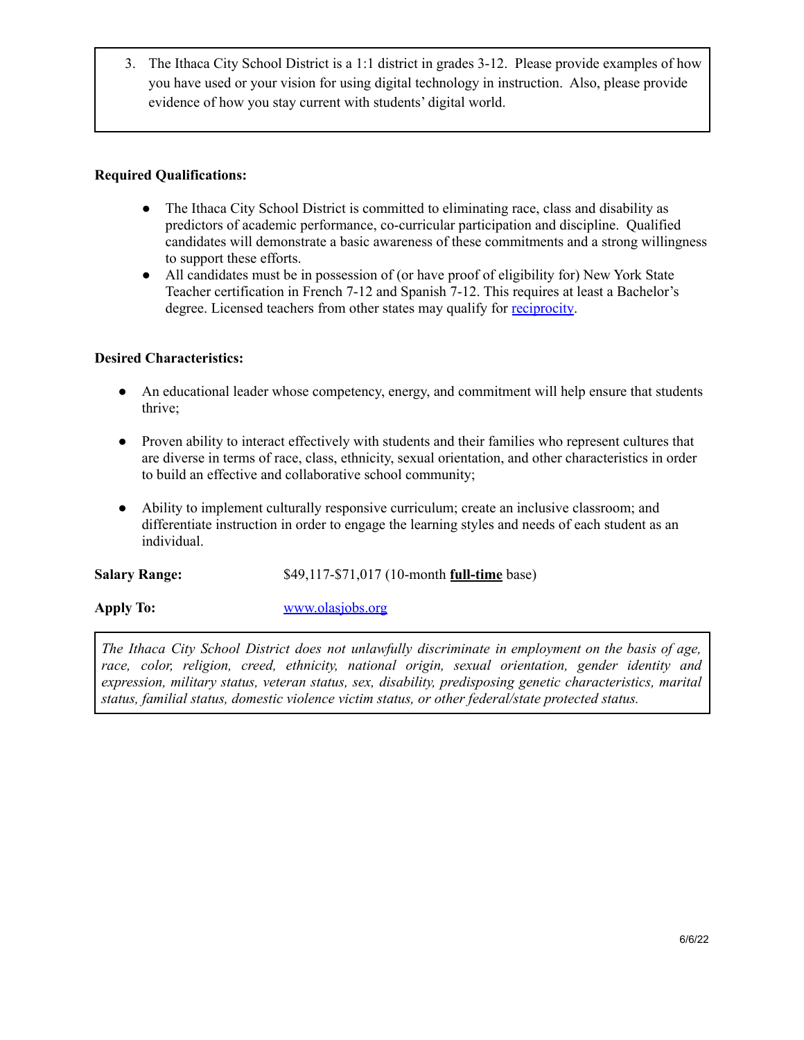3. The Ithaca City School District is a 1:1 district in grades 3-12. Please provide examples of how you have used or your vision for using digital technology in instruction. Also, please provide evidence of how you stay current with students' digital world.

**Required Qualifications:**

- The Ithaca City School District is committed to eliminating race, class and disability as predictors of academic performance, co-curricular participation and discipline. Qualified candidates will demonstrate a basic awareness of these commitments and a strong willingness to support these efforts.
- All candidates must be in possession of (or have proof of eligibility for) New York State Teacher certification in French 7-12 and Spanish 7-12. This requires at least a Bachelor's degree. Licensed teachers from other states may qualify for [reciprocity](reciprocity).

**Desired Characteristics:**

- An educational leader whose competency, energy, and commitment will help ensure that students thrive;
- Proven ability to interact effectively with students and their families who represent cultures that are diverse in terms of race, class, ethnicity, sexual orientation, and other characteristics in order to build an effective and collaborative school community;
- Ability to implement culturally responsive curriculum; create an inclusive classroom; and differentiate instruction in order to engage the learning styles and needs of each student as an individual.

**Salary Range:** $49,117-$71,017 (10-month **full-time** base)

**Apply To:** [www.olasjobs.org](www.olasjobs.org)

*The Ithaca City School District does not unlawfully discriminate in employment on the basis of age, race, color, religion, creed, ethnicity, national origin, sexual orientation, gender identity and expression, military status, veteran status, sex, disability, predisposing genetic characteristics, marital status, familial status, domestic violence victim status, or other federal/state protected status.*

6/6/22